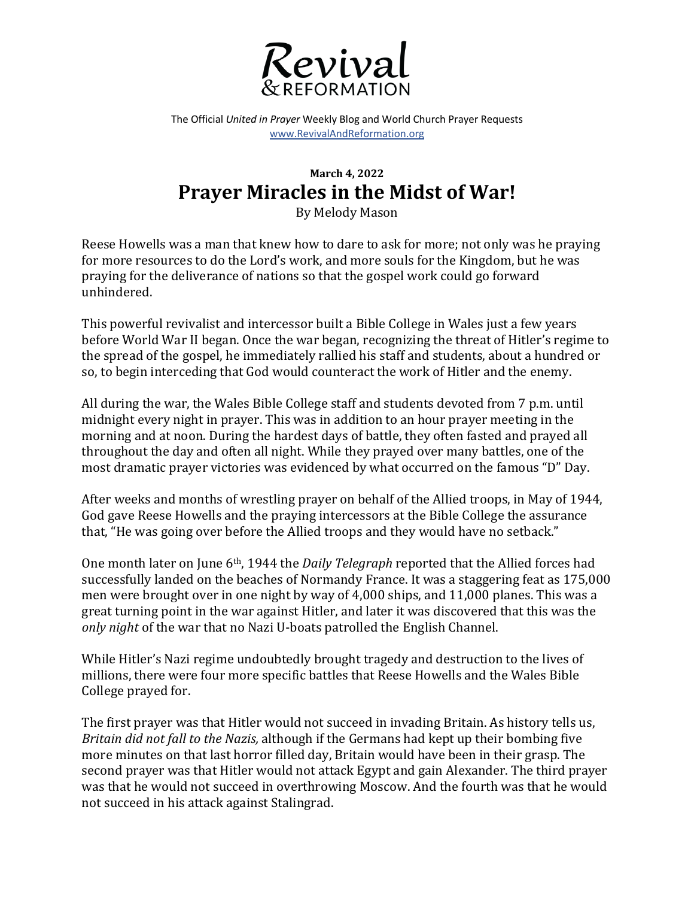# Revival & REFORMATION

The Official *United in Prayer* Weekly Blog and World Church Prayer Requests
www.RevivalAndReformation.org

**March 4, 2022**

## Prayer Miracles in the Midst of War!

By Melody Mason

Reese Howells was a man that knew how to dare to ask for more; not only was he praying for more resources to do the Lord's work, and more souls for the Kingdom, but he was praying for the deliverance of nations so that the gospel work could go forward unhindered.

This powerful revivalist and intercessor built a Bible College in Wales just a few years before World War II began. Once the war began, recognizing the threat of Hitler's regime to the spread of the gospel, he immediately rallied his staff and students, about a hundred or so, to begin interceding that God would counteract the work of Hitler and the enemy.

All during the war, the Wales Bible College staff and students devoted from 7 p.m. until midnight every night in prayer. This was in addition to an hour prayer meeting in the morning and at noon. During the hardest days of battle, they often fasted and prayed all throughout the day and often all night. While they prayed over many battles, one of the most dramatic prayer victories was evidenced by what occurred on the famous "D" Day.

After weeks and months of wrestling prayer on behalf of the Allied troops, in May of 1944, God gave Reese Howells and the praying intercessors at the Bible College the assurance that, "He was going over before the Allied troops and they would have no setback."

One month later on June 6th, 1944 the *Daily Telegraph* reported that the Allied forces had successfully landed on the beaches of Normandy France. It was a staggering feat as 175,000 men were brought over in one night by way of 4,000 ships, and 11,000 planes. This was a great turning point in the war against Hitler, and later it was discovered that this was the *only night* of the war that no Nazi U-boats patrolled the English Channel.

While Hitler's Nazi regime undoubtedly brought tragedy and destruction to the lives of millions, there were four more specific battles that Reese Howells and the Wales Bible College prayed for.

The first prayer was that Hitler would not succeed in invading Britain. As history tells us, *Britain did not fall to the Nazis,* although if the Germans had kept up their bombing five more minutes on that last horror filled day, Britain would have been in their grasp. The second prayer was that Hitler would not attack Egypt and gain Alexander. The third prayer was that he would not succeed in overthrowing Moscow. And the fourth was that he would not succeed in his attack against Stalingrad.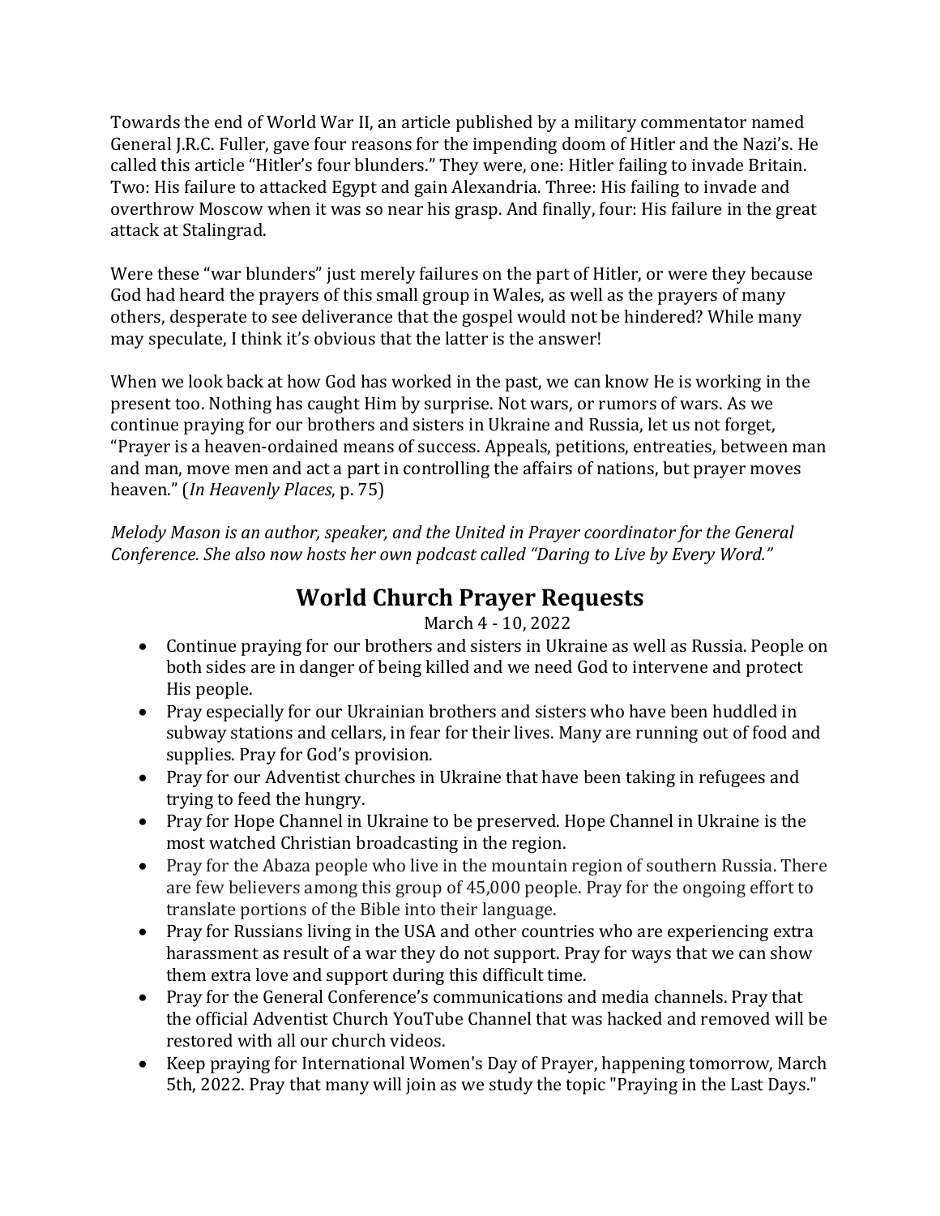Towards the end of World War II, an article published by a military commentator named General J.R.C. Fuller, gave four reasons for the impending doom of Hitler and the Nazi's. He called this article "Hitler's four blunders." They were, one: Hitler failing to invade Britain. Two: His failure to attacked Egypt and gain Alexandria. Three: His failing to invade and overthrow Moscow when it was so near his grasp. And finally, four: His failure in the great attack at Stalingrad.

Were these "war blunders" just merely failures on the part of Hitler, or were they because God had heard the prayers of this small group in Wales, as well as the prayers of many others, desperate to see deliverance that the gospel would not be hindered? While many may speculate, I think it's obvious that the latter is the answer!

When we look back at how God has worked in the past, we can know He is working in the present too. Nothing has caught Him by surprise. Not wars, or rumors of wars. As we continue praying for our brothers and sisters in Ukraine and Russia, let us not forget, "Prayer is a heaven-ordained means of success. Appeals, petitions, entreaties, between man and man, move men and act a part in controlling the affairs of nations, but prayer moves heaven." (*In Heavenly Places*, p. 75)

*Melody Mason is an author, speaker, and the United in Prayer coordinator for the General Conference. She also now hosts her own podcast called "Daring to Live by Every Word."*

## World Church Prayer Requests

March 4 - 10, 2022

- Continue praying for our brothers and sisters in Ukraine as well as Russia. People on both sides are in danger of being killed and we need God to intervene and protect His people.
- Pray especially for our Ukrainian brothers and sisters who have been huddled in subway stations and cellars, in fear for their lives. Many are running out of food and supplies. Pray for God's provision.
- Pray for our Adventist churches in Ukraine that have been taking in refugees and trying to feed the hungry.
- Pray for Hope Channel in Ukraine to be preserved. Hope Channel in Ukraine is the most watched Christian broadcasting in the region.
- Pray for the Abaza people who live in the mountain region of southern Russia. There are few believers among this group of 45,000 people. Pray for the ongoing effort to translate portions of the Bible into their language.
- Pray for Russians living in the USA and other countries who are experiencing extra harassment as result of a war they do not support. Pray for ways that we can show them extra love and support during this difficult time.
- Pray for the General Conference's communications and media channels. Pray that the official Adventist Church YouTube Channel that was hacked and removed will be restored with all our church videos.
- Keep praying for International Women's Day of Prayer, happening tomorrow, March 5th, 2022. Pray that many will join as we study the topic "Praying in the Last Days."